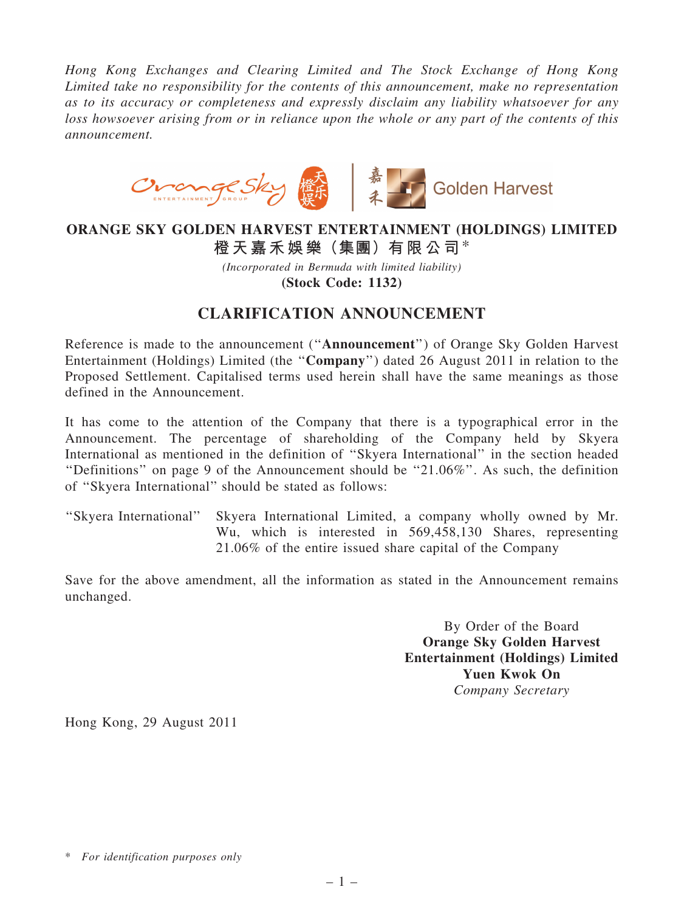*Hong Kong Exchanges and Clearing Limited and The Stock Exchange of Hong Kong Limited take no responsibility for the contents of this announcement, make no representation as to its accuracy or completeness and expressly disclaim any liability whatsoever for any loss howsoever arising from or in reliance upon the whole or any part of the contents of this announcement.*

**ORANGE SKY GOLDEN HARVEST ENTERTAINMENT (HOLDINGS) LIMITED**
**橙天嘉禾娛樂（集團）有限公司***

*(Incorporated in Bermuda with limited liability)*
**(Stock Code: 1132)**

## CLARIFICATION ANNOUNCEMENT

Reference is made to the announcement ("**Announcement**") of Orange Sky Golden Harvest Entertainment (Holdings) Limited (the "**Company**") dated 26 August 2011 in relation to the Proposed Settlement. Capitalised terms used herein shall have the same meanings as those defined in the Announcement.

It has come to the attention of the Company that there is a typographical error in the Announcement. The percentage of shareholding of the Company held by Skyera International as mentioned in the definition of "Skyera International" in the section headed "Definitions" on page 9 of the Announcement should be "21.06%". As such, the definition of "Skyera International" should be stated as follows:

| "Skyera International" | Skyera International Limited, a company wholly owned by Mr. Wu, which is interested in 569,458,130 Shares, representing 21.06% of the entire issued share capital of the Company |
|---|---|

Save for the above amendment, all the information as stated in the Announcement remains unchanged.

By Order of the Board
**Orange Sky Golden Harvest Entertainment (Holdings) Limited**
**Yuen Kwok On**
*Company Secretary*

Hong Kong, 29 August 2011

\* *For identification purposes only*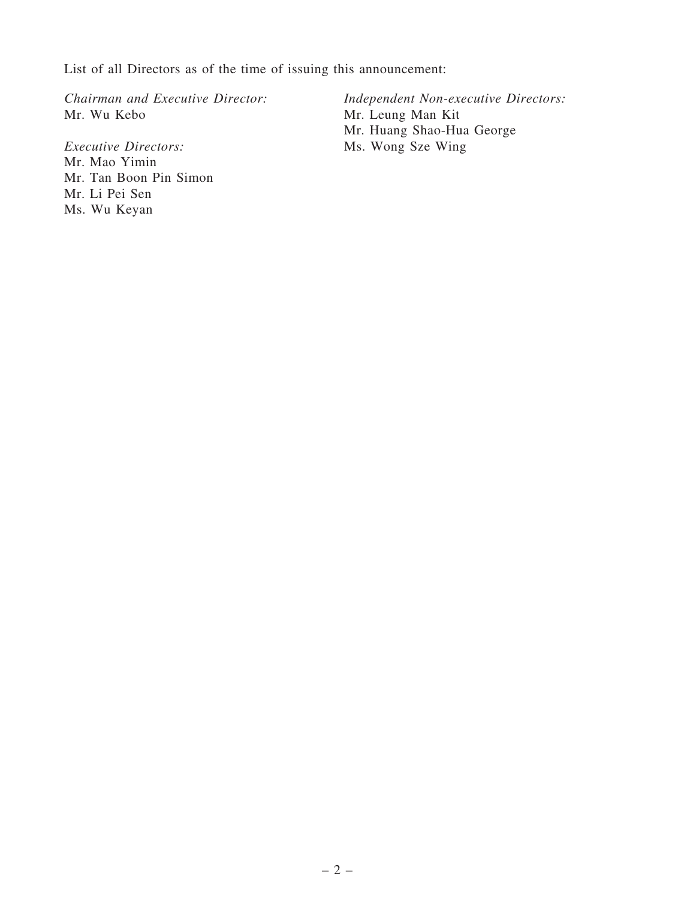List of all Directors as of the time of issuing this announcement:

*Chairman and Executive Director:*
Mr. Wu Kebo

*Executive Directors:*
Mr. Mao Yimin
Mr. Tan Boon Pin Simon
Mr. Li Pei Sen
Ms. Wu Keyan

*Independent Non-executive Directors:*
Mr. Leung Man Kit
Mr. Huang Shao-Hua George
Ms. Wong Sze Wing